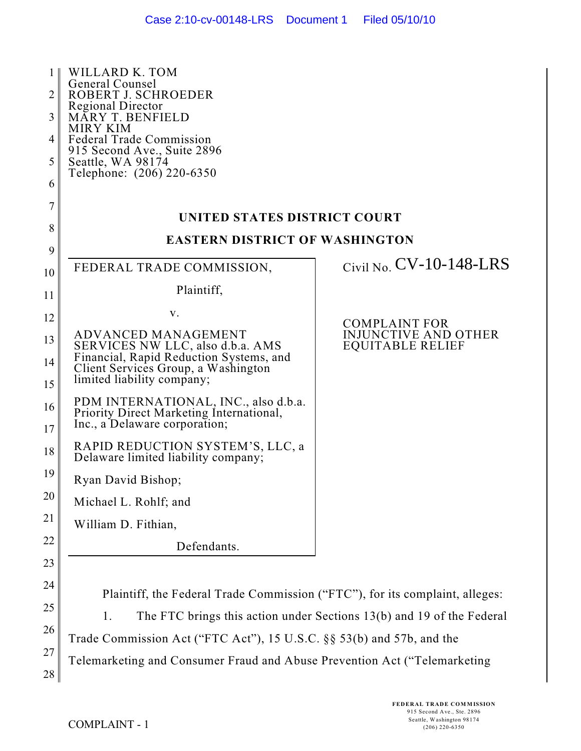WILLARD K. TOM
General Counsel
ROBERT J. SCHROEDER
Regional Director
MARY T. BENFIELD
MIRY KIM
Federal Trade Commission
915 Second Ave., Suite 2896
Seattle, WA 98174
Telephone: (206) 220-6350

**UNITED STATES DISTRICT COURT**

**EASTERN DISTRICT OF WASHINGTON**

FEDERAL TRADE COMMISSION,

Plaintiff,

v.

ADVANCED MANAGEMENT SERVICES NW LLC, also d.b.a. AMS Financial, Rapid Reduction Systems, and Client Services Group, a Washington limited liability company;

PDM INTERNATIONAL, INC., also d.b.a. Priority Direct Marketing International, Inc., a Delaware corporation;

RAPID REDUCTION SYSTEM'S, LLC, a Delaware limited liability company;

Ryan David Bishop;

Michael L. Rohlf; and

William D. Fithian,

Defendants.

Civil No. CV-10-148-LRS

COMPLAINT FOR INJUNCTIVE AND OTHER EQUITABLE RELIEF

Plaintiff, the Federal Trade Commission ("FTC"), for its complaint, alleges:

1. The FTC brings this action under Sections 13(b) and 19 of the Federal Trade Commission Act ("FTC Act"), 15 U.S.C. §§ 53(b) and 57b, and the Telemarketing and Consumer Fraud and Abuse Prevention Act ("Telemarketing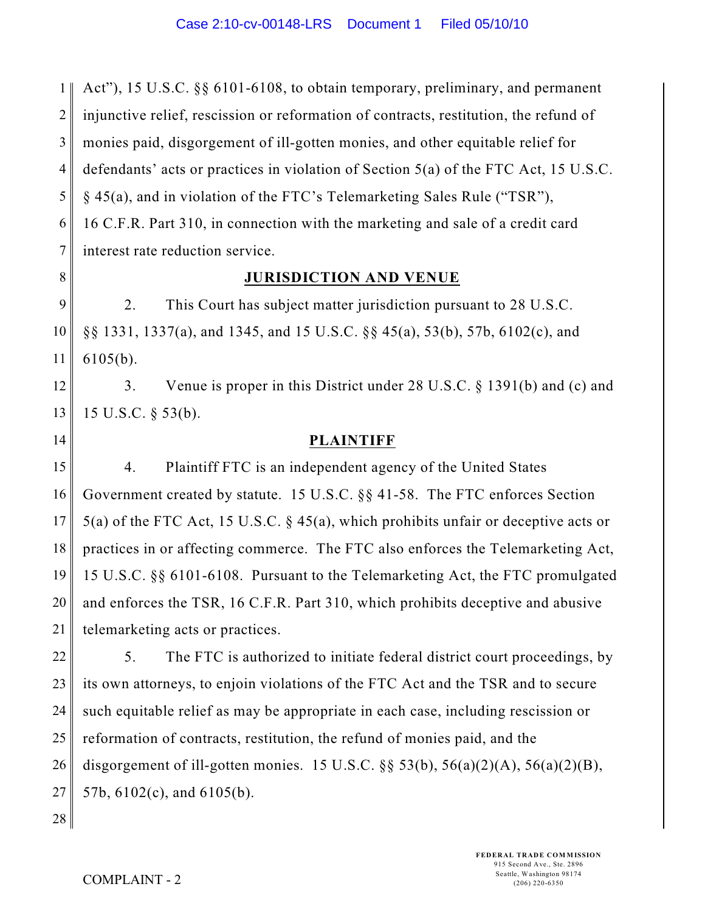Act"), 15 U.S.C. §§ 6101-6108, to obtain temporary, preliminary, and permanent injunctive relief, rescission or reformation of contracts, restitution, the refund of monies paid, disgorgement of ill-gotten monies, and other equitable relief for defendants' acts or practices in violation of Section 5(a) of the FTC Act, 15 U.S.C. § 45(a), and in violation of the FTC's Telemarketing Sales Rule ("TSR"), 16 C.F.R. Part 310, in connection with the marketing and sale of a credit card interest rate reduction service.

## JURISDICTION AND VENUE

2. This Court has subject matter jurisdiction pursuant to 28 U.S.C. §§ 1331, 1337(a), and 1345, and 15 U.S.C. §§ 45(a), 53(b), 57b, 6102(c), and 6105(b).

3. Venue is proper in this District under 28 U.S.C. § 1391(b) and (c) and 15 U.S.C. § 53(b).

## PLAINTIFF

4. Plaintiff FTC is an independent agency of the United States Government created by statute. 15 U.S.C. §§ 41-58. The FTC enforces Section 5(a) of the FTC Act, 15 U.S.C. § 45(a), which prohibits unfair or deceptive acts or practices in or affecting commerce. The FTC also enforces the Telemarketing Act, 15 U.S.C. §§ 6101-6108. Pursuant to the Telemarketing Act, the FTC promulgated and enforces the TSR, 16 C.F.R. Part 310, which prohibits deceptive and abusive telemarketing acts or practices.

5. The FTC is authorized to initiate federal district court proceedings, by its own attorneys, to enjoin violations of the FTC Act and the TSR and to secure such equitable relief as may be appropriate in each case, including rescission or reformation of contracts, restitution, the refund of monies paid, and the disgorgement of ill-gotten monies. 15 U.S.C. §§ 53(b), 56(a)(2)(A), 56(a)(2)(B), 57b, 6102(c), and 6105(b).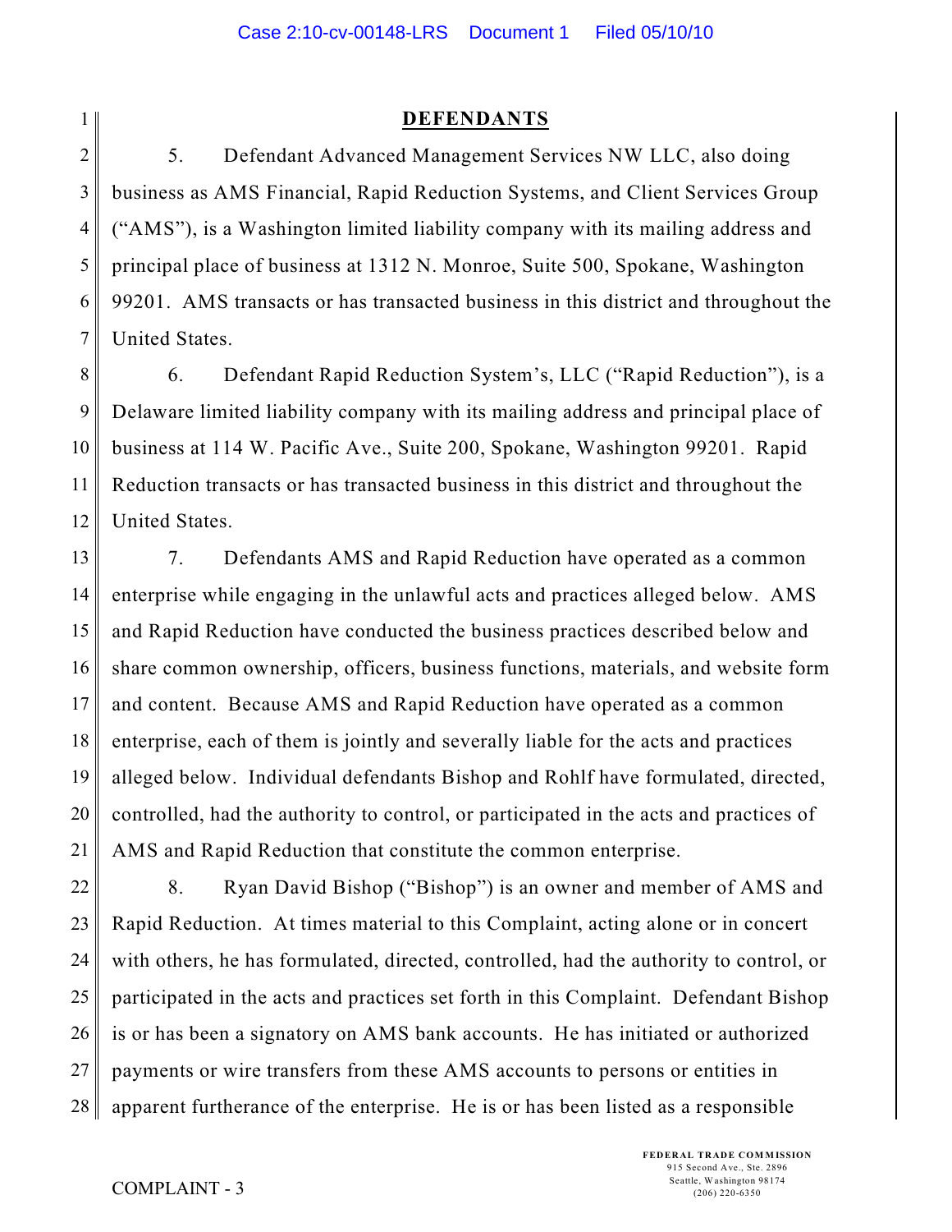## DEFENDANTS

5. Defendant Advanced Management Services NW LLC, also doing business as AMS Financial, Rapid Reduction Systems, and Client Services Group ("AMS"), is a Washington limited liability company with its mailing address and principal place of business at 1312 N. Monroe, Suite 500, Spokane, Washington 99201. AMS transacts or has transacted business in this district and throughout the United States.

6. Defendant Rapid Reduction System's, LLC ("Rapid Reduction"), is a Delaware limited liability company with its mailing address and principal place of business at 114 W. Pacific Ave., Suite 200, Spokane, Washington 99201. Rapid Reduction transacts or has transacted business in this district and throughout the United States.

7. Defendants AMS and Rapid Reduction have operated as a common enterprise while engaging in the unlawful acts and practices alleged below. AMS and Rapid Reduction have conducted the business practices described below and share common ownership, officers, business functions, materials, and website form and content. Because AMS and Rapid Reduction have operated as a common enterprise, each of them is jointly and severally liable for the acts and practices alleged below. Individual defendants Bishop and Rohlf have formulated, directed, controlled, had the authority to control, or participated in the acts and practices of AMS and Rapid Reduction that constitute the common enterprise.

8. Ryan David Bishop ("Bishop") is an owner and member of AMS and Rapid Reduction. At times material to this Complaint, acting alone or in concert with others, he has formulated, directed, controlled, had the authority to control, or participated in the acts and practices set forth in this Complaint. Defendant Bishop is or has been a signatory on AMS bank accounts. He has initiated or authorized payments or wire transfers from these AMS accounts to persons or entities in apparent furtherance of the enterprise. He is or has been listed as a responsible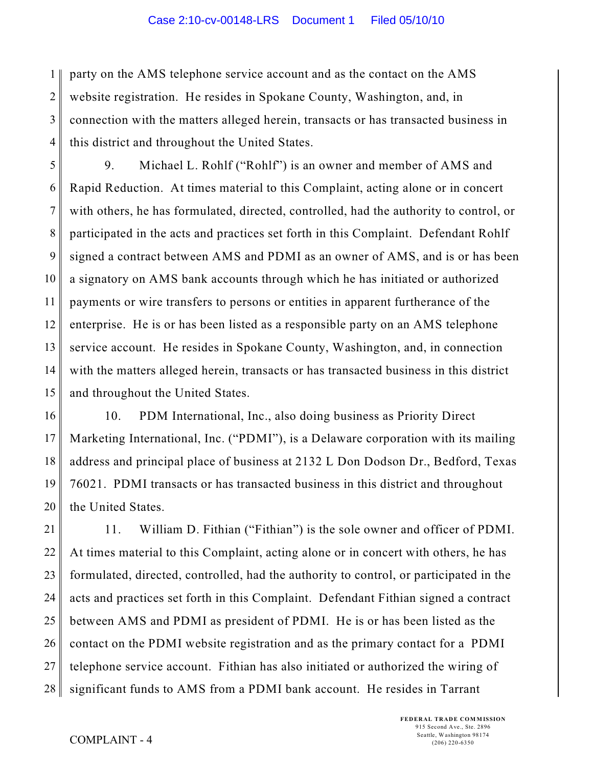party on the AMS telephone service account and as the contact on the AMS website registration. He resides in Spokane County, Washington, and, in connection with the matters alleged herein, transacts or has transacted business in this district and throughout the United States.

9. Michael L. Rohlf ("Rohlf") is an owner and member of AMS and Rapid Reduction. At times material to this Complaint, acting alone or in concert with others, he has formulated, directed, controlled, had the authority to control, or participated in the acts and practices set forth in this Complaint. Defendant Rohlf signed a contract between AMS and PDMI as an owner of AMS, and is or has been a signatory on AMS bank accounts through which he has initiated or authorized payments or wire transfers to persons or entities in apparent furtherance of the enterprise. He is or has been listed as a responsible party on an AMS telephone service account. He resides in Spokane County, Washington, and, in connection with the matters alleged herein, transacts or has transacted business in this district and throughout the United States.

10. PDM International, Inc., also doing business as Priority Direct Marketing International, Inc. ("PDMI"), is a Delaware corporation with its mailing address and principal place of business at 2132 L Don Dodson Dr., Bedford, Texas 76021. PDMI transacts or has transacted business in this district and throughout the United States.

11. William D. Fithian ("Fithian") is the sole owner and officer of PDMI. At times material to this Complaint, acting alone or in concert with others, he has formulated, directed, controlled, had the authority to control, or participated in the acts and practices set forth in this Complaint. Defendant Fithian signed a contract between AMS and PDMI as president of PDMI. He is or has been listed as the contact on the PDMI website registration and as the primary contact for a PDMI telephone service account. Fithian has also initiated or authorized the wiring of significant funds to AMS from a PDMI bank account. He resides in Tarrant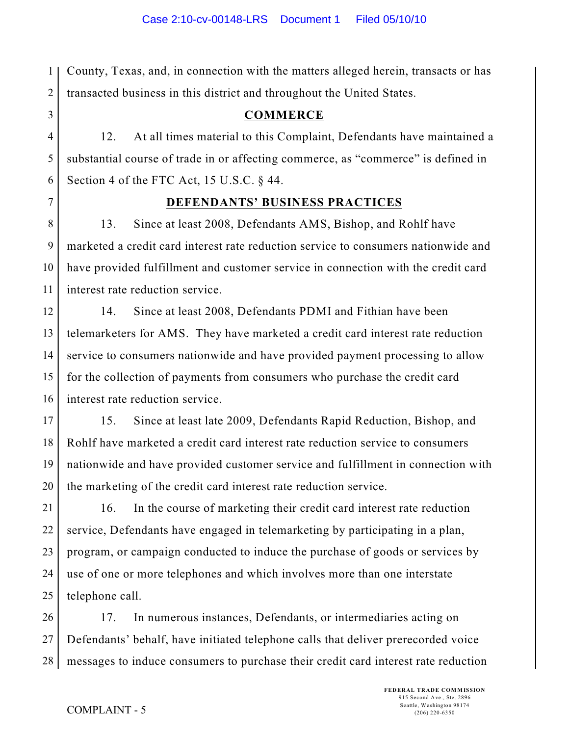County, Texas, and, in connection with the matters alleged herein, transacts or has transacted business in this district and throughout the United States.

## COMMERCE

12. At all times material to this Complaint, Defendants have maintained a substantial course of trade in or affecting commerce, as "commerce" is defined in Section 4 of the FTC Act, 15 U.S.C. § 44.

## DEFENDANTS' BUSINESS PRACTICES

13. Since at least 2008, Defendants AMS, Bishop, and Rohlf have marketed a credit card interest rate reduction service to consumers nationwide and have provided fulfillment and customer service in connection with the credit card interest rate reduction service.

14. Since at least 2008, Defendants PDMI and Fithian have been telemarketers for AMS. They have marketed a credit card interest rate reduction service to consumers nationwide and have provided payment processing to allow for the collection of payments from consumers who purchase the credit card interest rate reduction service.

15. Since at least late 2009, Defendants Rapid Reduction, Bishop, and Rohlf have marketed a credit card interest rate reduction service to consumers nationwide and have provided customer service and fulfillment in connection with the marketing of the credit card interest rate reduction service.

16. In the course of marketing their credit card interest rate reduction service, Defendants have engaged in telemarketing by participating in a plan, program, or campaign conducted to induce the purchase of goods or services by use of one or more telephones and which involves more than one interstate telephone call.

17. In numerous instances, Defendants, or intermediaries acting on Defendants' behalf, have initiated telephone calls that deliver prerecorded voice messages to induce consumers to purchase their credit card interest rate reduction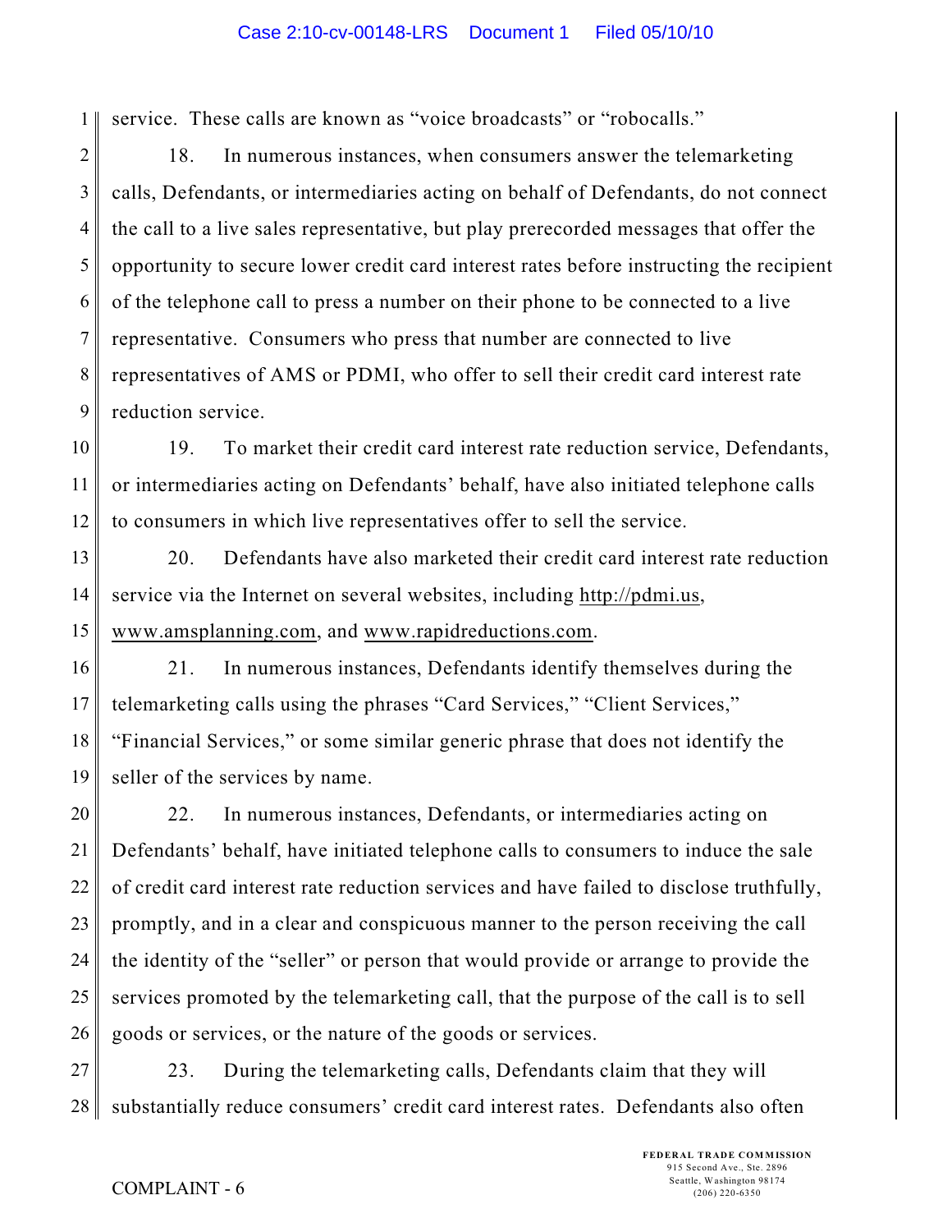service. These calls are known as “voice broadcasts” or “robocalls.”

18. In numerous instances, when consumers answer the telemarketing calls, Defendants, or intermediaries acting on behalf of Defendants, do not connect the call to a live sales representative, but play prerecorded messages that offer the opportunity to secure lower credit card interest rates before instructing the recipient of the telephone call to press a number on their phone to be connected to a live representative. Consumers who press that number are connected to live representatives of AMS or PDMI, who offer to sell their credit card interest rate reduction service.

19. To market their credit card interest rate reduction service, Defendants, or intermediaries acting on Defendants’ behalf, have also initiated telephone calls to consumers in which live representatives offer to sell the service.

20. Defendants have also marketed their credit card interest rate reduction service via the Internet on several websites, including http://pdmi.us, www.amsplanning.com, and www.rapidreductions.com.

21. In numerous instances, Defendants identify themselves during the telemarketing calls using the phrases “Card Services,” “Client Services,” “Financial Services,” or some similar generic phrase that does not identify the seller of the services by name.

22. In numerous instances, Defendants, or intermediaries acting on Defendants’ behalf, have initiated telephone calls to consumers to induce the sale of credit card interest rate reduction services and have failed to disclose truthfully, promptly, and in a clear and conspicuous manner to the person receiving the call the identity of the “seller” or person that would provide or arrange to provide the services promoted by the telemarketing call, that the purpose of the call is to sell goods or services, or the nature of the goods or services.

23. During the telemarketing calls, Defendants claim that they will substantially reduce consumers’ credit card interest rates. Defendants also often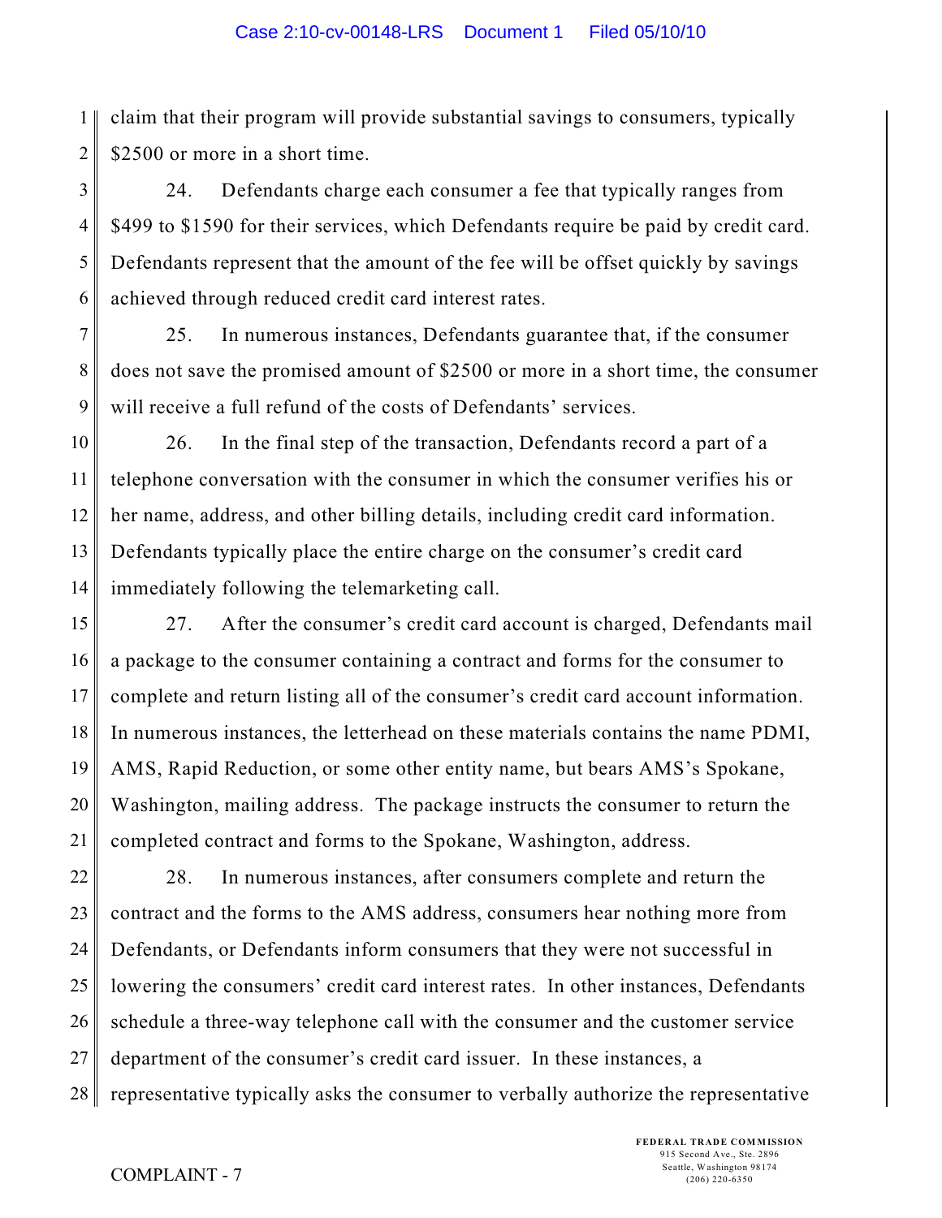claim that their program will provide substantial savings to consumers, typically $2500 or more in a short time.

24. Defendants charge each consumer a fee that typically ranges from $499 to $1590 for their services, which Defendants require be paid by credit card. Defendants represent that the amount of the fee will be offset quickly by savings achieved through reduced credit card interest rates.

25. In numerous instances, Defendants guarantee that, if the consumer does not save the promised amount of $2500 or more in a short time, the consumer will receive a full refund of the costs of Defendants' services.

26. In the final step of the transaction, Defendants record a part of a telephone conversation with the consumer in which the consumer verifies his or her name, address, and other billing details, including credit card information. Defendants typically place the entire charge on the consumer's credit card immediately following the telemarketing call.

27. After the consumer's credit card account is charged, Defendants mail a package to the consumer containing a contract and forms for the consumer to complete and return listing all of the consumer's credit card account information. In numerous instances, the letterhead on these materials contains the name PDMI, AMS, Rapid Reduction, or some other entity name, but bears AMS's Spokane, Washington, mailing address. The package instructs the consumer to return the completed contract and forms to the Spokane, Washington, address.

28. In numerous instances, after consumers complete and return the contract and the forms to the AMS address, consumers hear nothing more from Defendants, or Defendants inform consumers that they were not successful in lowering the consumers' credit card interest rates. In other instances, Defendants schedule a three-way telephone call with the consumer and the customer service department of the consumer's credit card issuer. In these instances, a representative typically asks the consumer to verbally authorize the representative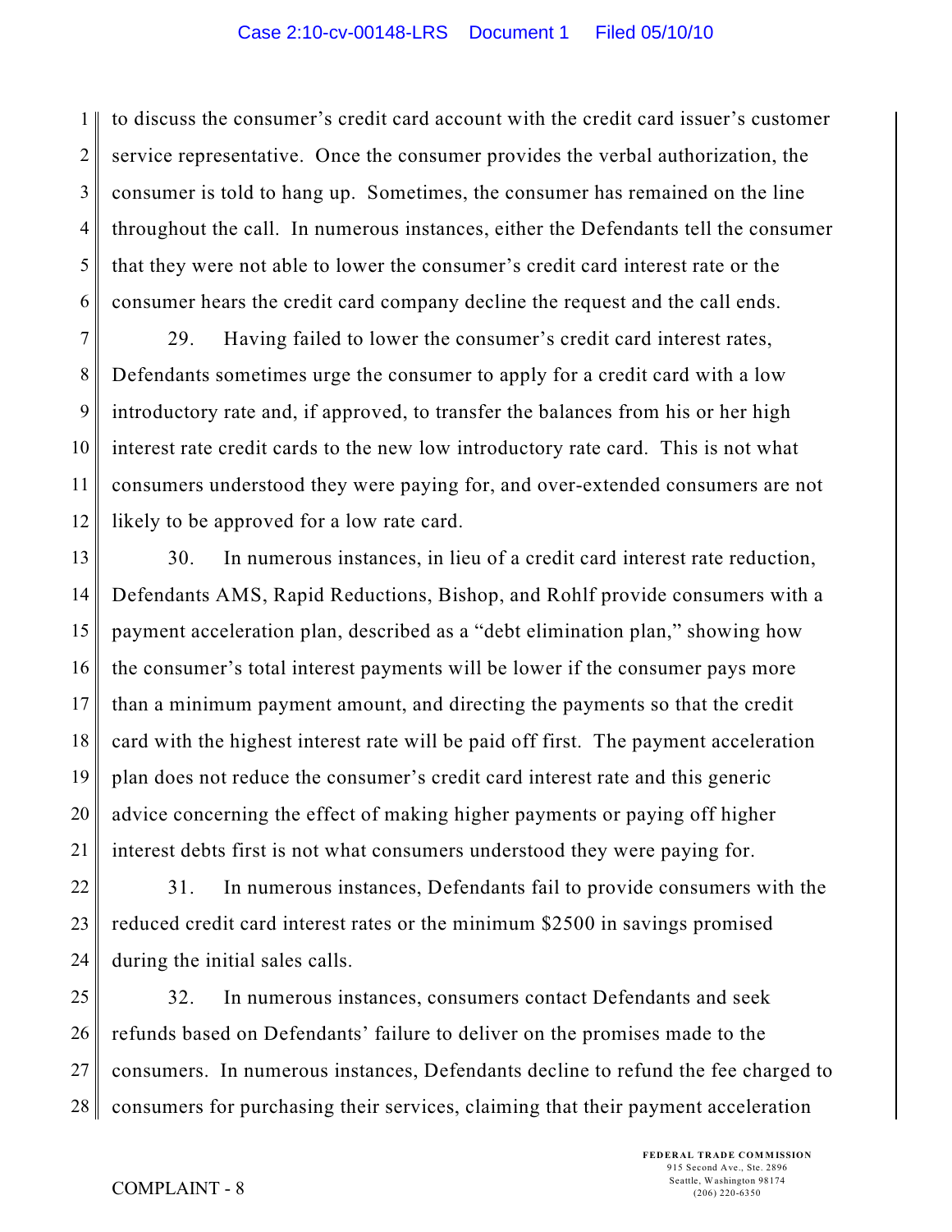to discuss the consumer's credit card account with the credit card issuer's customer service representative. Once the consumer provides the verbal authorization, the consumer is told to hang up. Sometimes, the consumer has remained on the line throughout the call. In numerous instances, either the Defendants tell the consumer that they were not able to lower the consumer's credit card interest rate or the consumer hears the credit card company decline the request and the call ends.

29. Having failed to lower the consumer's credit card interest rates, Defendants sometimes urge the consumer to apply for a credit card with a low introductory rate and, if approved, to transfer the balances from his or her high interest rate credit cards to the new low introductory rate card. This is not what consumers understood they were paying for, and over-extended consumers are not likely to be approved for a low rate card.

30. In numerous instances, in lieu of a credit card interest rate reduction, Defendants AMS, Rapid Reductions, Bishop, and Rohlf provide consumers with a payment acceleration plan, described as a "debt elimination plan," showing how the consumer's total interest payments will be lower if the consumer pays more than a minimum payment amount, and directing the payments so that the credit card with the highest interest rate will be paid off first. The payment acceleration plan does not reduce the consumer's credit card interest rate and this generic advice concerning the effect of making higher payments or paying off higher interest debts first is not what consumers understood they were paying for.

31. In numerous instances, Defendants fail to provide consumers with the reduced credit card interest rates or the minimum $2500 in savings promised during the initial sales calls.

32. In numerous instances, consumers contact Defendants and seek refunds based on Defendants' failure to deliver on the promises made to the consumers. In numerous instances, Defendants decline to refund the fee charged to consumers for purchasing their services, claiming that their payment acceleration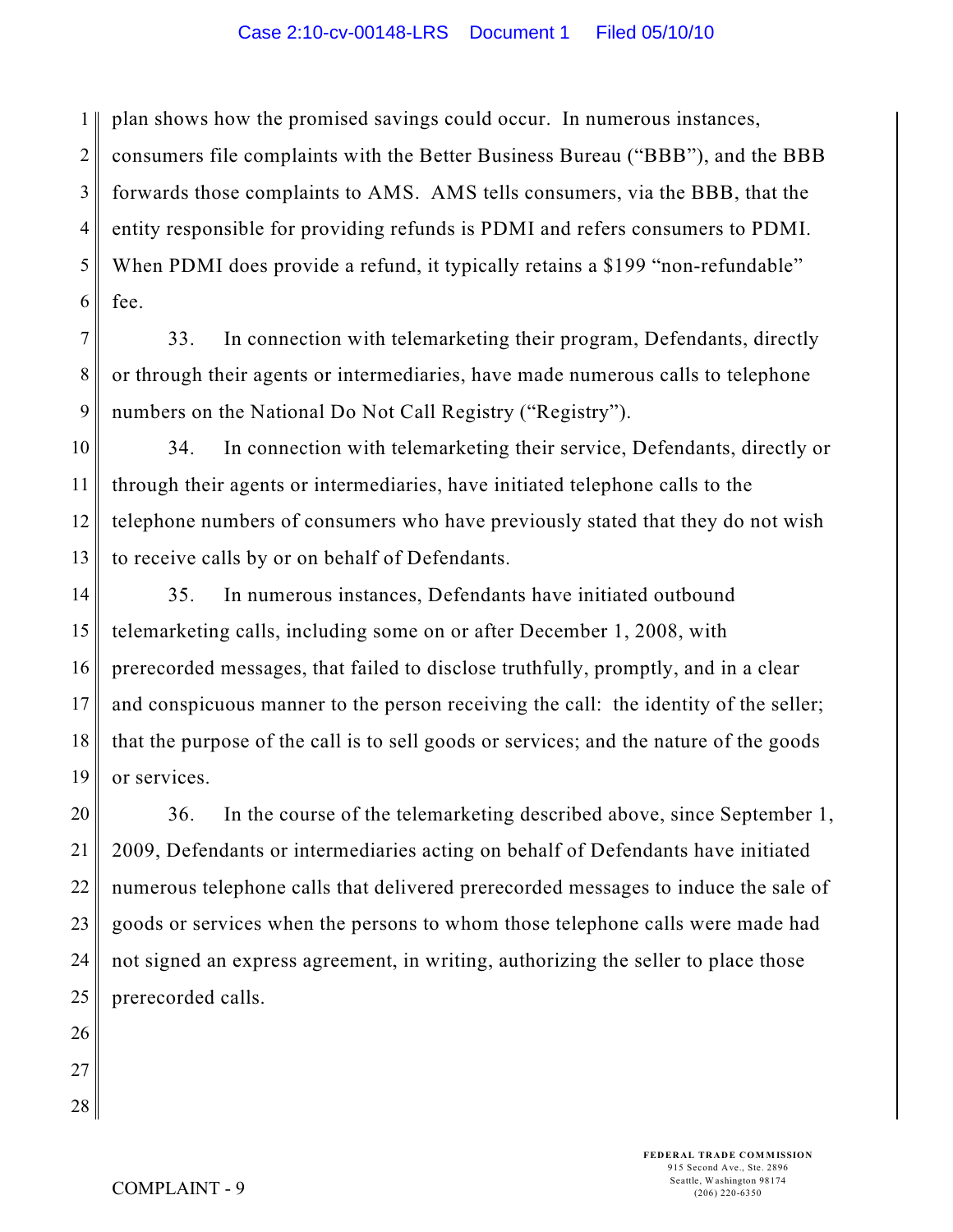plan shows how the promised savings could occur. In numerous instances, consumers file complaints with the Better Business Bureau ("BBB"), and the BBB forwards those complaints to AMS. AMS tells consumers, via the BBB, that the entity responsible for providing refunds is PDMI and refers consumers to PDMI. When PDMI does provide a refund, it typically retains a $199 "non-refundable" fee.

33. In connection with telemarketing their program, Defendants, directly or through their agents or intermediaries, have made numerous calls to telephone numbers on the National Do Not Call Registry ("Registry").

34. In connection with telemarketing their service, Defendants, directly or through their agents or intermediaries, have initiated telephone calls to the telephone numbers of consumers who have previously stated that they do not wish to receive calls by or on behalf of Defendants.

35. In numerous instances, Defendants have initiated outbound telemarketing calls, including some on or after December 1, 2008, with prerecorded messages, that failed to disclose truthfully, promptly, and in a clear and conspicuous manner to the person receiving the call: the identity of the seller; that the purpose of the call is to sell goods or services; and the nature of the goods or services.

36. In the course of the telemarketing described above, since September 1, 2009, Defendants or intermediaries acting on behalf of Defendants have initiated numerous telephone calls that delivered prerecorded messages to induce the sale of goods or services when the persons to whom those telephone calls were made had not signed an express agreement, in writing, authorizing the seller to place those prerecorded calls.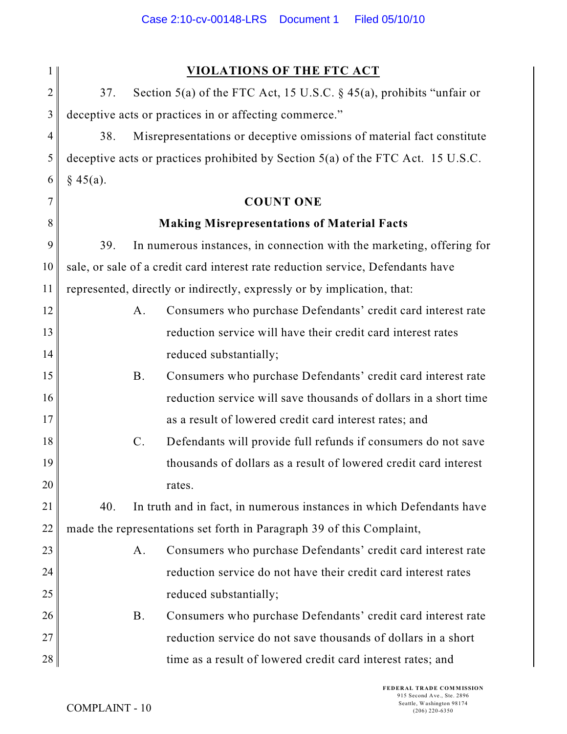## VIOLATIONS OF THE FTC ACT

37. Section 5(a) of the FTC Act, 15 U.S.C. § 45(a), prohibits "unfair or deceptive acts or practices in or affecting commerce."

38. Misrepresentations or deceptive omissions of material fact constitute deceptive acts or practices prohibited by Section 5(a) of the FTC Act. 15 U.S.C. § 45(a).

### COUNT ONE

### Making Misrepresentations of Material Facts

39. In numerous instances, in connection with the marketing, offering for sale, or sale of a credit card interest rate reduction service, Defendants have represented, directly or indirectly, expressly or by implication, that:

A. Consumers who purchase Defendants' credit card interest rate reduction service will have their credit card interest rates reduced substantially;

B. Consumers who purchase Defendants' credit card interest rate reduction service will save thousands of dollars in a short time as a result of lowered credit card interest rates; and

C. Defendants will provide full refunds if consumers do not save thousands of dollars as a result of lowered credit card interest rates.

40. In truth and in fact, in numerous instances in which Defendants have made the representations set forth in Paragraph 39 of this Complaint,

A. Consumers who purchase Defendants' credit card interest rate reduction service do not have their credit card interest rates reduced substantially;

B. Consumers who purchase Defendants' credit card interest rate reduction service do not save thousands of dollars in a short time as a result of lowered credit card interest rates; and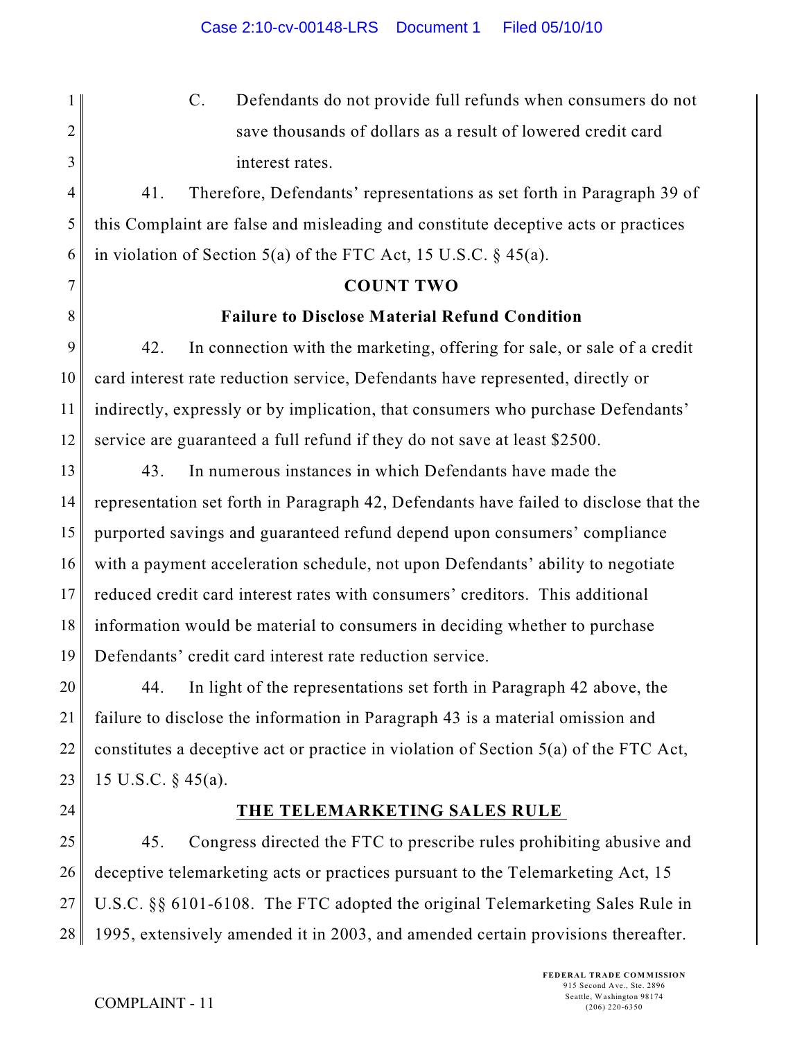C. Defendants do not provide full refunds when consumers do not save thousands of dollars as a result of lowered credit card interest rates.

41. Therefore, Defendants' representations as set forth in Paragraph 39 of this Complaint are false and misleading and constitute deceptive acts or practices in violation of Section 5(a) of the FTC Act, 15 U.S.C. § 45(a).

**COUNT TWO**

**Failure to Disclose Material Refund Condition**

42. In connection with the marketing, offering for sale, or sale of a credit card interest rate reduction service, Defendants have represented, directly or indirectly, expressly or by implication, that consumers who purchase Defendants' service are guaranteed a full refund if they do not save at least $2500.

43. In numerous instances in which Defendants have made the representation set forth in Paragraph 42, Defendants have failed to disclose that the purported savings and guaranteed refund depend upon consumers' compliance with a payment acceleration schedule, not upon Defendants' ability to negotiate reduced credit card interest rates with consumers' creditors. This additional information would be material to consumers in deciding whether to purchase Defendants' credit card interest rate reduction service.

44. In light of the representations set forth in Paragraph 42 above, the failure to disclose the information in Paragraph 43 is a material omission and constitutes a deceptive act or practice in violation of Section 5(a) of the FTC Act, 15 U.S.C. § 45(a).

**THE TELEMARKETING SALES RULE**

45. Congress directed the FTC to prescribe rules prohibiting abusive and deceptive telemarketing acts or practices pursuant to the Telemarketing Act, 15 U.S.C. §§ 6101-6108. The FTC adopted the original Telemarketing Sales Rule in 1995, extensively amended it in 2003, and amended certain provisions thereafter.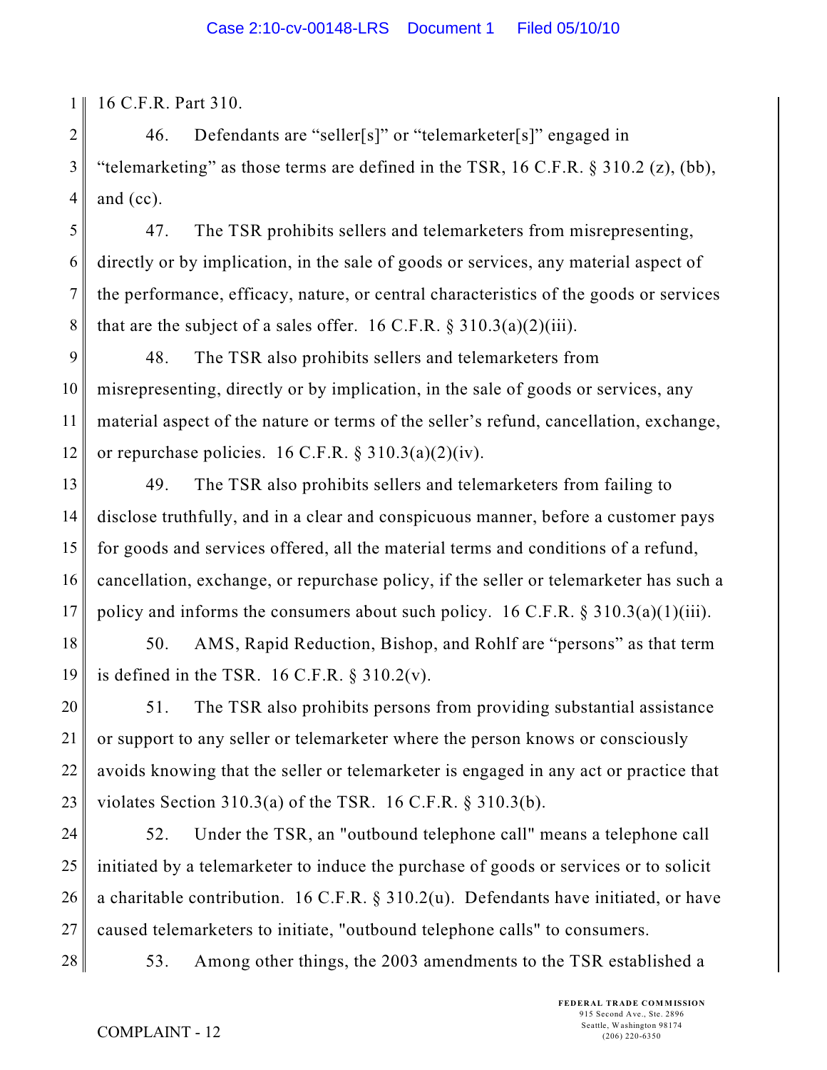16 C.F.R. Part 310.

46. Defendants are "seller[s]" or "telemarketer[s]" engaged in "telemarketing" as those terms are defined in the TSR, 16 C.F.R. § 310.2 (z), (bb), and (cc).

47. The TSR prohibits sellers and telemarketers from misrepresenting, directly or by implication, in the sale of goods or services, any material aspect of the performance, efficacy, nature, or central characteristics of the goods or services that are the subject of a sales offer. 16 C.F.R. § 310.3(a)(2)(iii).

48. The TSR also prohibits sellers and telemarketers from misrepresenting, directly or by implication, in the sale of goods or services, any material aspect of the nature or terms of the seller's refund, cancellation, exchange, or repurchase policies. 16 C.F.R. § 310.3(a)(2)(iv).

49. The TSR also prohibits sellers and telemarketers from failing to disclose truthfully, and in a clear and conspicuous manner, before a customer pays for goods and services offered, all the material terms and conditions of a refund, cancellation, exchange, or repurchase policy, if the seller or telemarketer has such a policy and informs the consumers about such policy. 16 C.F.R. § 310.3(a)(1)(iii).

50. AMS, Rapid Reduction, Bishop, and Rohlf are "persons" as that term is defined in the TSR. 16 C.F.R. § 310.2(v).

51. The TSR also prohibits persons from providing substantial assistance or support to any seller or telemarketer where the person knows or consciously avoids knowing that the seller or telemarketer is engaged in any act or practice that violates Section 310.3(a) of the TSR. 16 C.F.R. § 310.3(b).

52. Under the TSR, an "outbound telephone call" means a telephone call initiated by a telemarketer to induce the purchase of goods or services or to solicit a charitable contribution. 16 C.F.R. § 310.2(u). Defendants have initiated, or have caused telemarketers to initiate, "outbound telephone calls" to consumers.

53. Among other things, the 2003 amendments to the TSR established a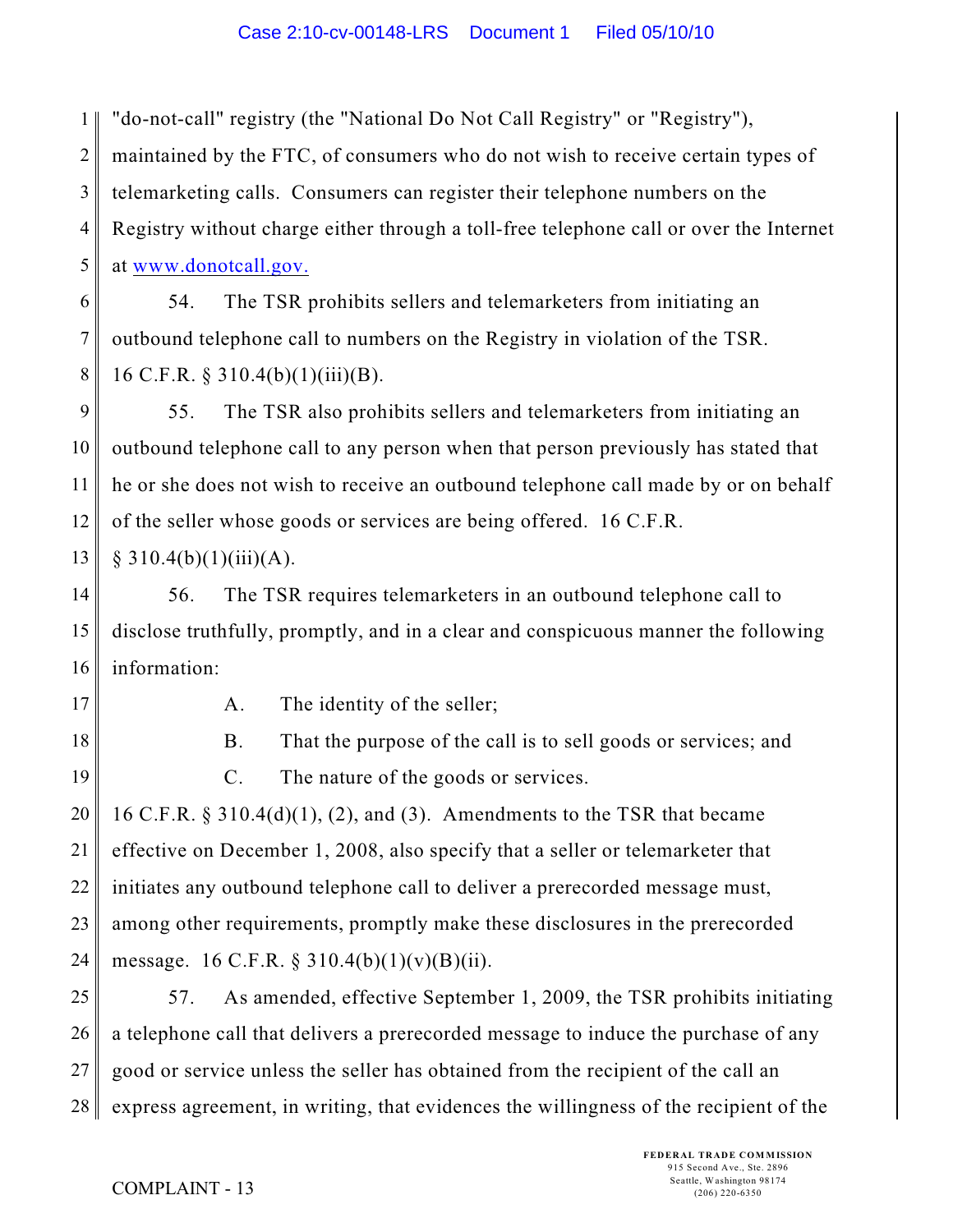"do-not-call" registry (the "National Do Not Call Registry" or "Registry"), maintained by the FTC, of consumers who do not wish to receive certain types of telemarketing calls. Consumers can register their telephone numbers on the Registry without charge either through a toll-free telephone call or over the Internet at www.donotcall.gov.

54. The TSR prohibits sellers and telemarketers from initiating an outbound telephone call to numbers on the Registry in violation of the TSR. 16 C.F.R. § 310.4(b)(1)(iii)(B).

55. The TSR also prohibits sellers and telemarketers from initiating an outbound telephone call to any person when that person previously has stated that he or she does not wish to receive an outbound telephone call made by or on behalf of the seller whose goods or services are being offered. 16 C.F.R. § 310.4(b)(1)(iii)(A).

56. The TSR requires telemarketers in an outbound telephone call to disclose truthfully, promptly, and in a clear and conspicuous manner the following information:

A. The identity of the seller;

B. That the purpose of the call is to sell goods or services; and

C. The nature of the goods or services.

16 C.F.R. § 310.4(d)(1), (2), and (3). Amendments to the TSR that became effective on December 1, 2008, also specify that a seller or telemarketer that initiates any outbound telephone call to deliver a prerecorded message must, among other requirements, promptly make these disclosures in the prerecorded message. 16 C.F.R. § 310.4(b)(1)(v)(B)(ii).

57. As amended, effective September 1, 2009, the TSR prohibits initiating a telephone call that delivers a prerecorded message to induce the purchase of any good or service unless the seller has obtained from the recipient of the call an express agreement, in writing, that evidences the willingness of the recipient of the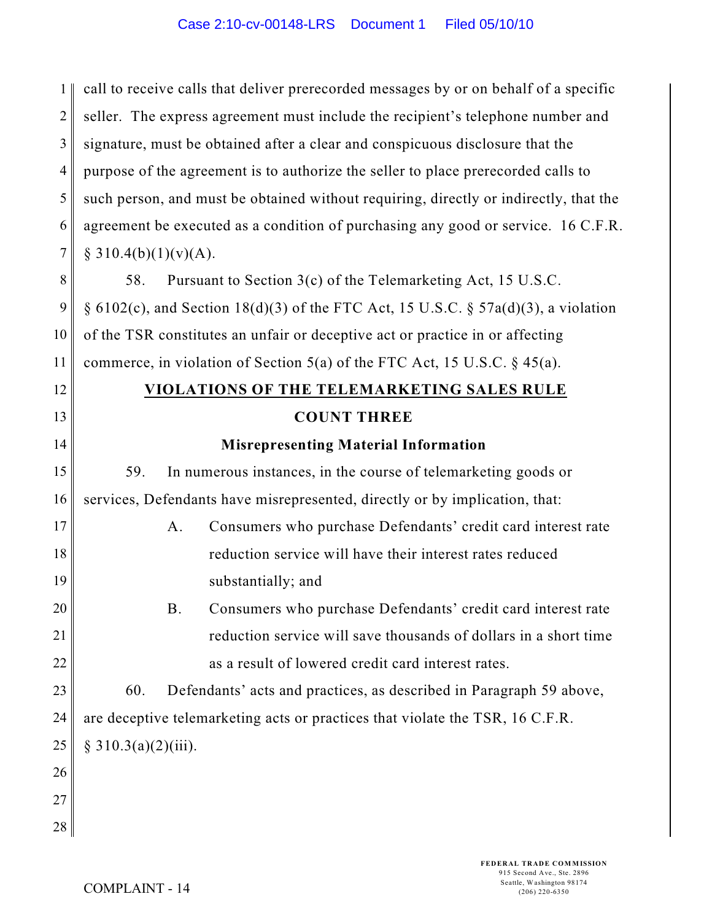call to receive calls that deliver prerecorded messages by or on behalf of a specific seller. The express agreement must include the recipient's telephone number and signature, must be obtained after a clear and conspicuous disclosure that the purpose of the agreement is to authorize the seller to place prerecorded calls to such person, and must be obtained without requiring, directly or indirectly, that the agreement be executed as a condition of purchasing any good or service. 16 C.F.R. § 310.4(b)(1)(v)(A).

58. Pursuant to Section 3(c) of the Telemarketing Act, 15 U.S.C. § 6102(c), and Section 18(d)(3) of the FTC Act, 15 U.S.C. § 57a(d)(3), a violation of the TSR constitutes an unfair or deceptive act or practice in or affecting commerce, in violation of Section 5(a) of the FTC Act, 15 U.S.C. § 45(a).

## VIOLATIONS OF THE TELEMARKETING SALES RULE

### COUNT THREE

### Misrepresenting Material Information

59. In numerous instances, in the course of telemarketing goods or services, Defendants have misrepresented, directly or by implication, that:

A. Consumers who purchase Defendants' credit card interest rate reduction service will have their interest rates reduced substantially; and

B. Consumers who purchase Defendants' credit card interest rate reduction service will save thousands of dollars in a short time as a result of lowered credit card interest rates.

60. Defendants' acts and practices, as described in Paragraph 59 above, are deceptive telemarketing acts or practices that violate the TSR, 16 C.F.R. § 310.3(a)(2)(iii).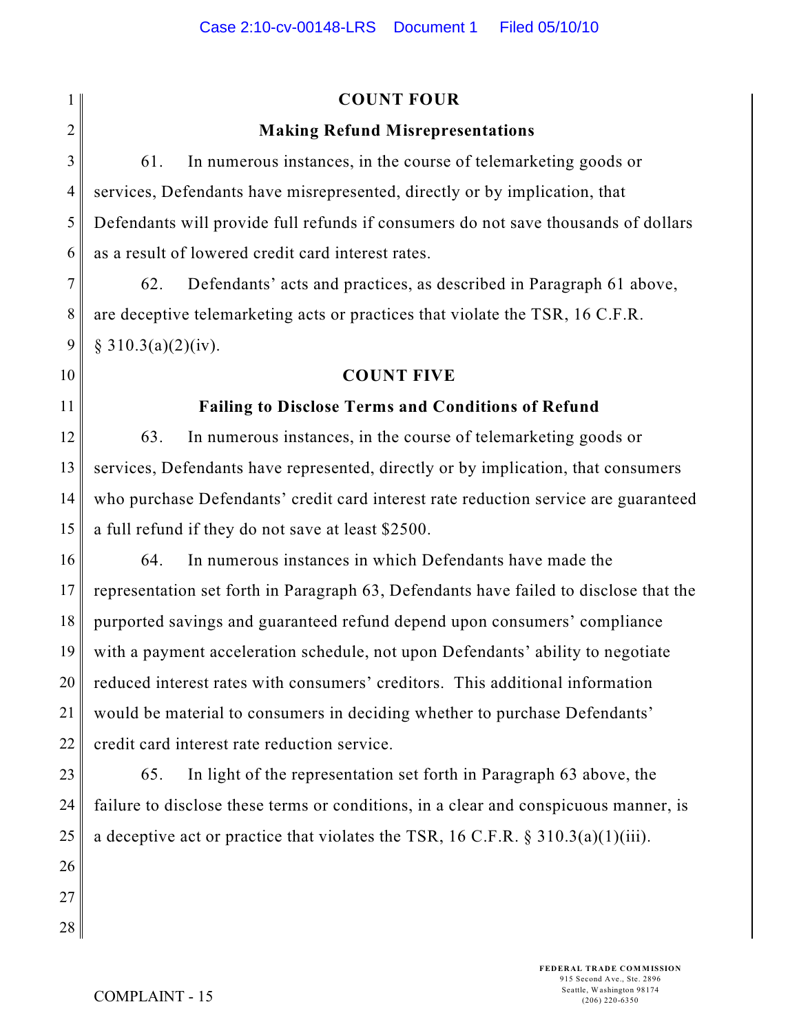## COUNT FOUR

### Making Refund Misrepresentations

61. In numerous instances, in the course of telemarketing goods or services, Defendants have misrepresented, directly or by implication, that Defendants will provide full refunds if consumers do not save thousands of dollars as a result of lowered credit card interest rates.

62. Defendants' acts and practices, as described in Paragraph 61 above, are deceptive telemarketing acts or practices that violate the TSR, 16 C.F.R. § 310.3(a)(2)(iv).

## COUNT FIVE

### Failing to Disclose Terms and Conditions of Refund

63. In numerous instances, in the course of telemarketing goods or services, Defendants have represented, directly or by implication, that consumers who purchase Defendants' credit card interest rate reduction service are guaranteed a full refund if they do not save at least $2500.

64. In numerous instances in which Defendants have made the representation set forth in Paragraph 63, Defendants have failed to disclose that the purported savings and guaranteed refund depend upon consumers' compliance with a payment acceleration schedule, not upon Defendants' ability to negotiate reduced interest rates with consumers' creditors. This additional information would be material to consumers in deciding whether to purchase Defendants' credit card interest rate reduction service.

65. In light of the representation set forth in Paragraph 63 above, the failure to disclose these terms or conditions, in a clear and conspicuous manner, is a deceptive act or practice that violates the TSR, 16 C.F.R. § 310.3(a)(1)(iii).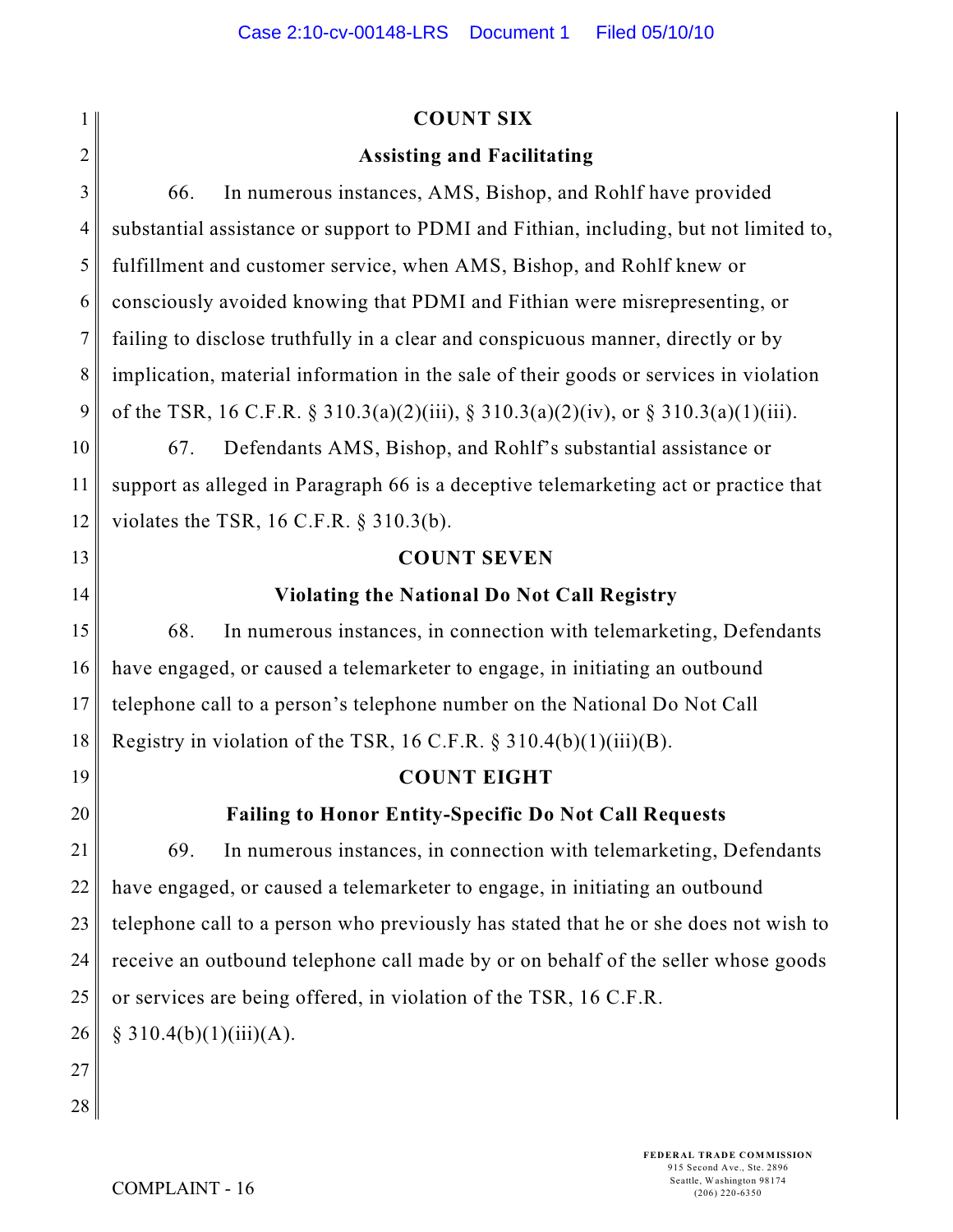## COUNT SIX

### Assisting and Facilitating

66. In numerous instances, AMS, Bishop, and Rohlf have provided substantial assistance or support to PDMI and Fithian, including, but not limited to, fulfillment and customer service, when AMS, Bishop, and Rohlf knew or consciously avoided knowing that PDMI and Fithian were misrepresenting, or failing to disclose truthfully in a clear and conspicuous manner, directly or by implication, material information in the sale of their goods or services in violation of the TSR, 16 C.F.R. § 310.3(a)(2)(iii), § 310.3(a)(2)(iv), or § 310.3(a)(1)(iii).

67. Defendants AMS, Bishop, and Rohlf's substantial assistance or support as alleged in Paragraph 66 is a deceptive telemarketing act or practice that violates the TSR, 16 C.F.R. § 310.3(b).

## COUNT SEVEN

### Violating the National Do Not Call Registry

68. In numerous instances, in connection with telemarketing, Defendants have engaged, or caused a telemarketer to engage, in initiating an outbound telephone call to a person's telephone number on the National Do Not Call Registry in violation of the TSR, 16 C.F.R. § 310.4(b)(1)(iii)(B).

## COUNT EIGHT

### Failing to Honor Entity-Specific Do Not Call Requests

69. In numerous instances, in connection with telemarketing, Defendants have engaged, or caused a telemarketer to engage, in initiating an outbound telephone call to a person who previously has stated that he or she does not wish to receive an outbound telephone call made by or on behalf of the seller whose goods or services are being offered, in violation of the TSR, 16 C.F.R. § 310.4(b)(1)(iii)(A).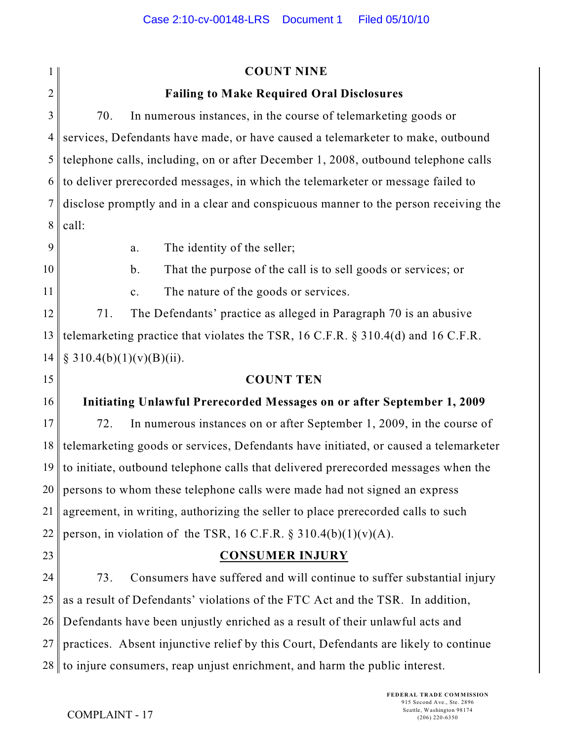## COUNT NINE

**Failing to Make Required Oral Disclosures**

70. In numerous instances, in the course of telemarketing goods or services, Defendants have made, or have caused a telemarketer to make, outbound telephone calls, including, on or after December 1, 2008, outbound telephone calls to deliver prerecorded messages, in which the telemarketer or message failed to disclose promptly and in a clear and conspicuous manner to the person receiving the call:

a. The identity of the seller;

b. That the purpose of the call is to sell goods or services; or

c. The nature of the goods or services.

71. The Defendants' practice as alleged in Paragraph 70 is an abusive telemarketing practice that violates the TSR, 16 C.F.R. § 310.4(d) and 16 C.F.R. § 310.4(b)(1)(v)(B)(ii).

## COUNT TEN

**Initiating Unlawful Prerecorded Messages on or after September 1, 2009**

72. In numerous instances on or after September 1, 2009, in the course of telemarketing goods or services, Defendants have initiated, or caused a telemarketer to initiate, outbound telephone calls that delivered prerecorded messages when the persons to whom these telephone calls were made had not signed an express agreement, in writing, authorizing the seller to place prerecorded calls to such person, in violation of the TSR, 16 C.F.R. § 310.4(b)(1)(v)(A).

## CONSUMER INJURY

73. Consumers have suffered and will continue to suffer substantial injury as a result of Defendants' violations of the FTC Act and the TSR. In addition, Defendants have been unjustly enriched as a result of their unlawful acts and practices. Absent injunctive relief by this Court, Defendants are likely to continue to injure consumers, reap unjust enrichment, and harm the public interest.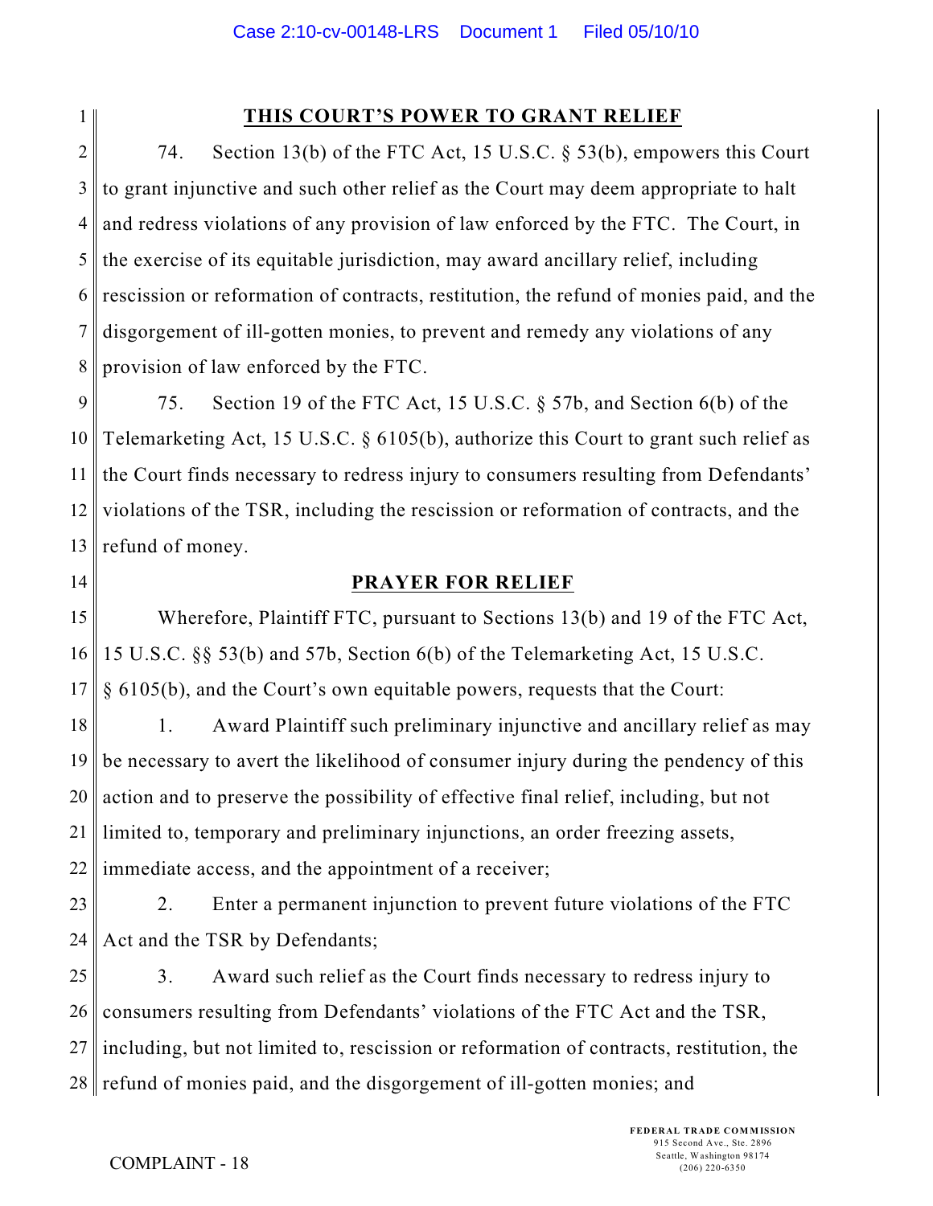## THIS COURT'S POWER TO GRANT RELIEF

74. Section 13(b) of the FTC Act, 15 U.S.C. § 53(b), empowers this Court to grant injunctive and such other relief as the Court may deem appropriate to halt and redress violations of any provision of law enforced by the FTC. The Court, in the exercise of its equitable jurisdiction, may award ancillary relief, including rescission or reformation of contracts, restitution, the refund of monies paid, and the disgorgement of ill-gotten monies, to prevent and remedy any violations of any provision of law enforced by the FTC.

75. Section 19 of the FTC Act, 15 U.S.C. § 57b, and Section 6(b) of the Telemarketing Act, 15 U.S.C. § 6105(b), authorize this Court to grant such relief as the Court finds necessary to redress injury to consumers resulting from Defendants' violations of the TSR, including the rescission or reformation of contracts, and the refund of money.

## PRAYER FOR RELIEF

Wherefore, Plaintiff FTC, pursuant to Sections 13(b) and 19 of the FTC Act, 15 U.S.C. §§ 53(b) and 57b, Section 6(b) of the Telemarketing Act, 15 U.S.C. § 6105(b), and the Court's own equitable powers, requests that the Court:

1. Award Plaintiff such preliminary injunctive and ancillary relief as may be necessary to avert the likelihood of consumer injury during the pendency of this action and to preserve the possibility of effective final relief, including, but not limited to, temporary and preliminary injunctions, an order freezing assets, immediate access, and the appointment of a receiver;

2. Enter a permanent injunction to prevent future violations of the FTC Act and the TSR by Defendants;

3. Award such relief as the Court finds necessary to redress injury to consumers resulting from Defendants' violations of the FTC Act and the TSR, including, but not limited to, rescission or reformation of contracts, restitution, the refund of monies paid, and the disgorgement of ill-gotten monies; and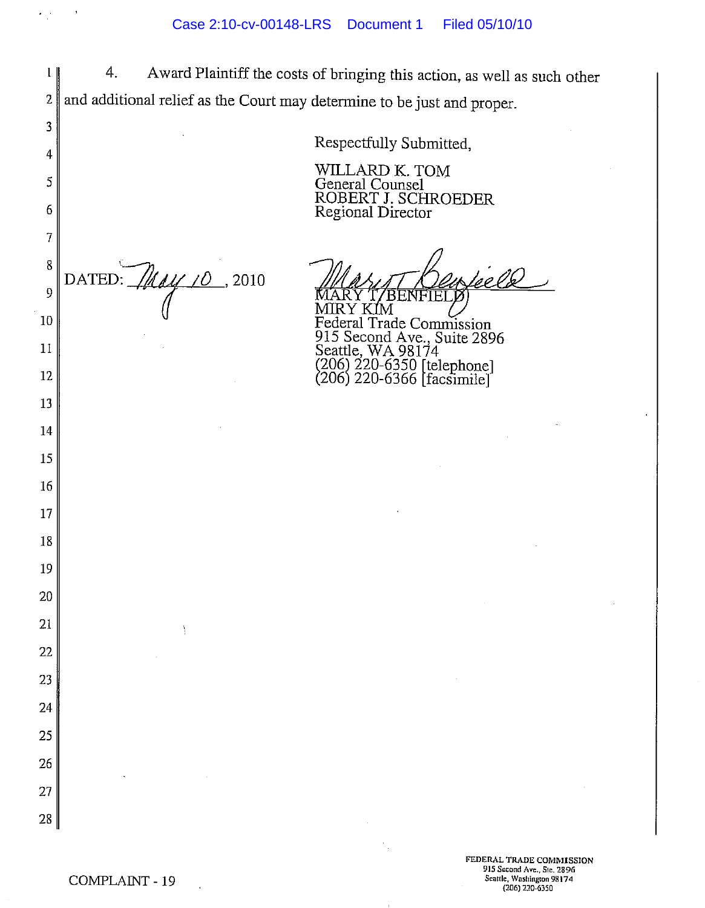4. Award Plaintiff the costs of bringing this action, as well as such other and additional relief as the Court may determine to be just and proper.

Respectfully Submitted,

WILLARD K. TOM
General Counsel
ROBERT J. SCHROEDER
Regional Director

DATED: May 10, 2010

MARY T. BENFIELD
MIRY KIM
Federal Trade Commission
915 Second Ave., Suite 2896
Seattle, WA 98174
(206) 220-6350 [telephone]
(206) 220-6366 [facsimile]

COMPLAINT - 19

FEDERAL TRADE COMMISSION
915 Second Ave., Ste. 2896
Seattle, Washington 98174
(206) 220-6350